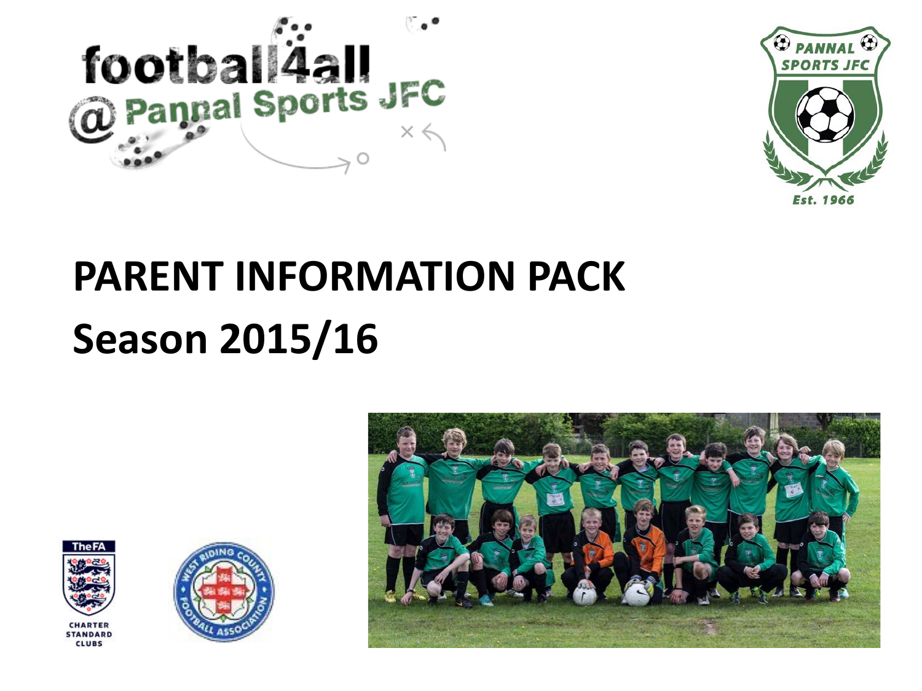football4all @ Pannal Sports JFC

PANNAL SPORTS JFC

Est. 1966

# PARENT INFORMATION PACK

# Season 2015/16

The FA

CHARTER STANDARD CLUBS

WEST RIDING COUNTY FOOTBALL ASSOCIATION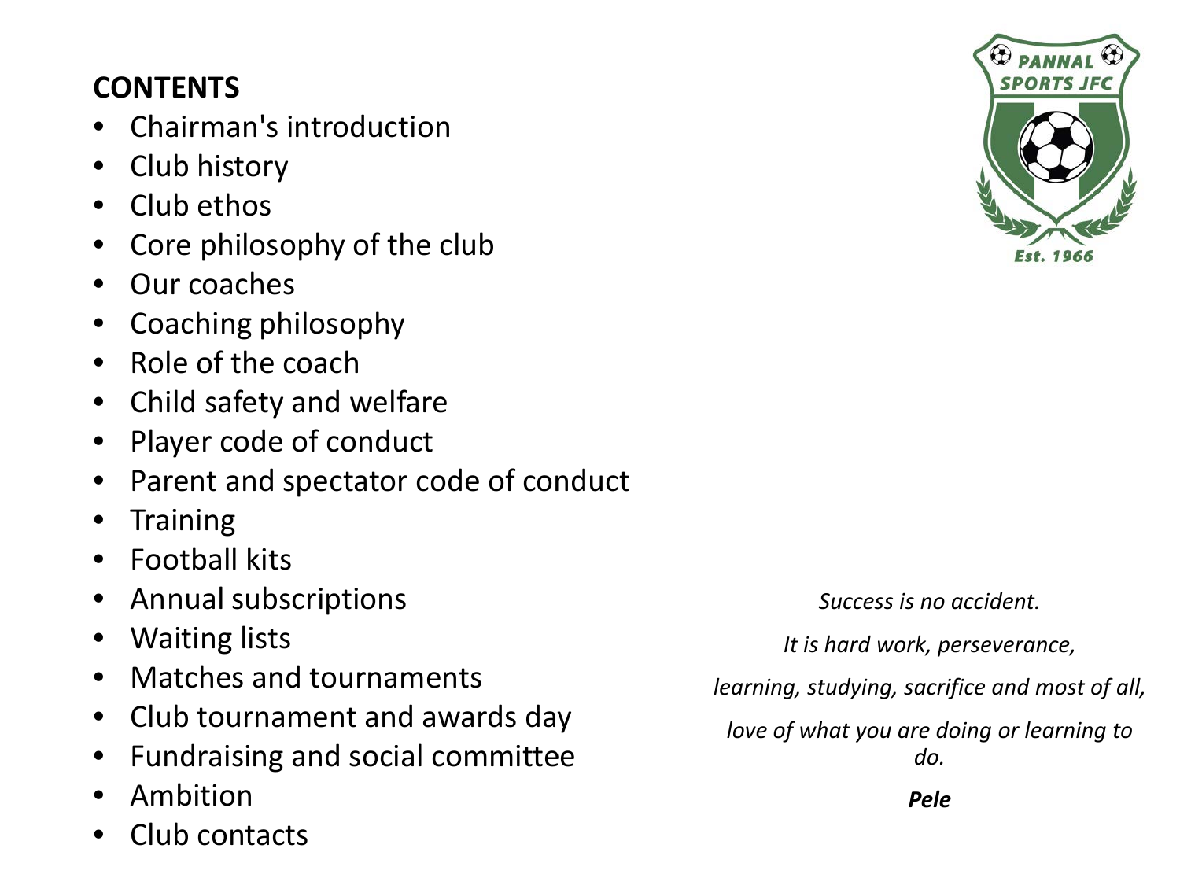## CONTENTS

- Chairman's introduction
- Club history
- Club ethos
- Core philosophy of the club
- Our coaches
- Coaching philosophy
- Role of the coach
- Child safety and welfare
- Player code of conduct
- Parent and spectator code of conduct
- Training
- Football kits
- Annual subscriptions
- Waiting lists
- Matches and tournaments
- Club tournament and awards day
- Fundraising and social committee
- Ambition
- Club contacts

*Success is no accident.*

*It is hard work, perseverance,*

*learning, studying, sacrifice and most of all,*

*love of what you are doing or learning to do.*

***Pele***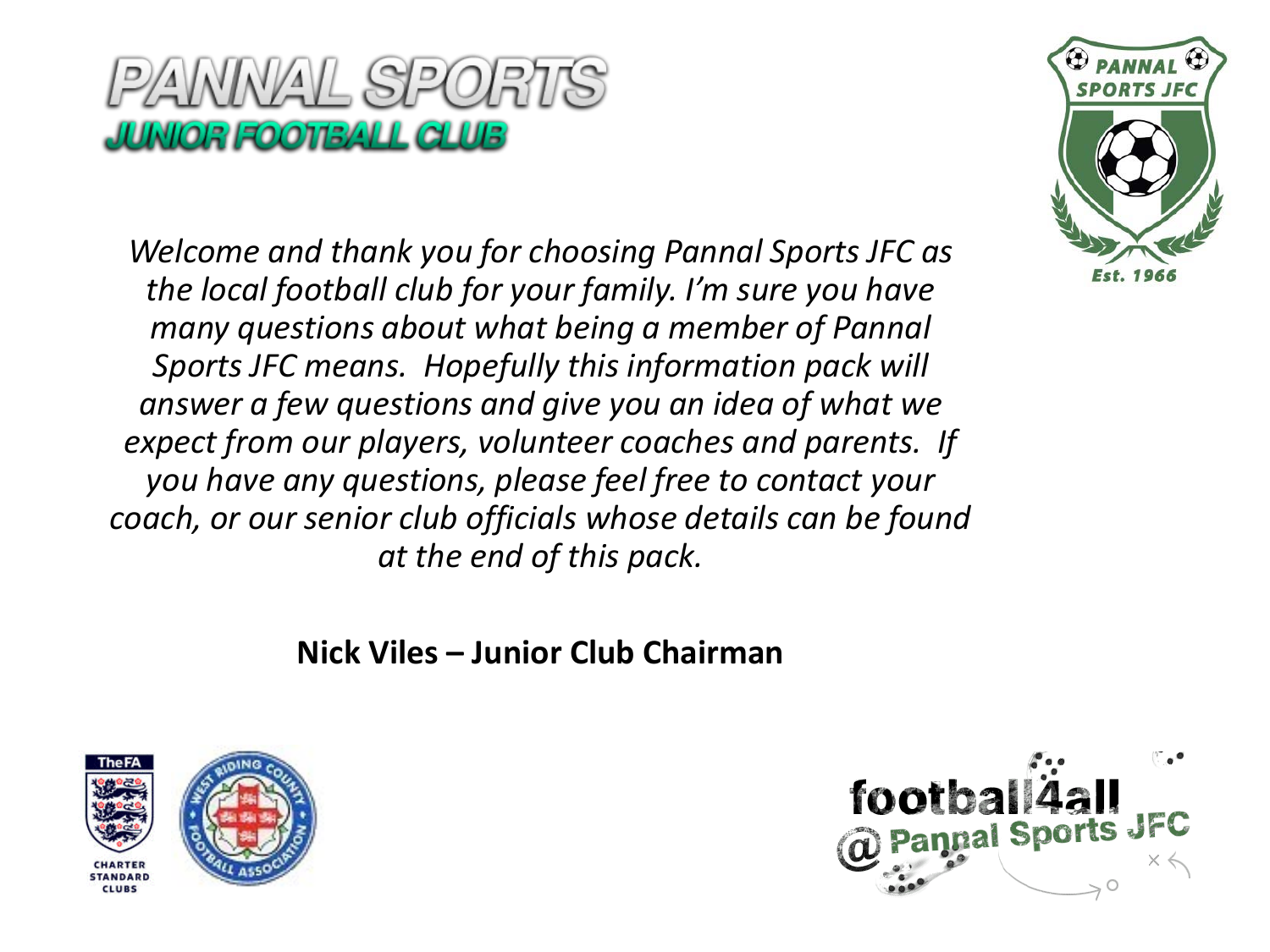# PANNAL SPORTS

## JUNIOR FOOTBALL CLUB

*Welcome and thank you for choosing Pannal Sports JFC as the local football club for your family. I'm sure you have many questions about what being a member of Pannal Sports JFC means. Hopefully this information pack will answer a few questions and give you an idea of what we expect from our players, volunteer coaches and parents. If you have any questions, please feel free to contact your coach, or our senior club officials whose details can be found at the end of this pack.*

**Nick Viles – Junior Club Chairman**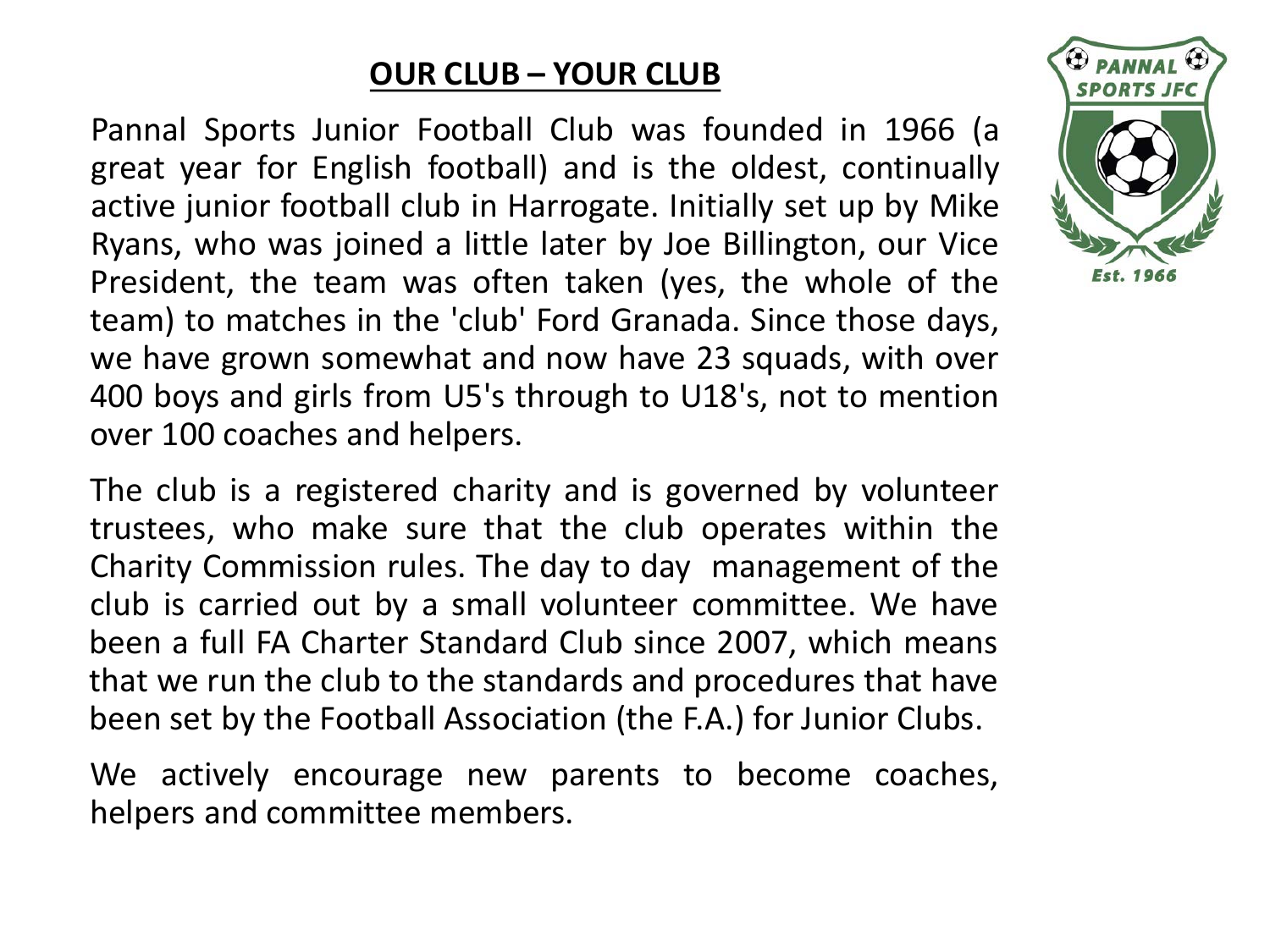# OUR CLUB – YOUR CLUB

Pannal Sports Junior Football Club was founded in 1966 (a great year for English football) and is the oldest, continually active junior football club in Harrogate. Initially set up by Mike Ryans, who was joined a little later by Joe Billington, our Vice President, the team was often taken (yes, the whole of the team) to matches in the 'club' Ford Granada. Since those days, we have grown somewhat and now have 23 squads, with over 400 boys and girls from U5's through to U18's, not to mention over 100 coaches and helpers.

The club is a registered charity and is governed by volunteer trustees, who make sure that the club operates within the Charity Commission rules. The day to day management of the club is carried out by a small volunteer committee. We have been a full FA Charter Standard Club since 2007, which means that we run the club to the standards and procedures that have been set by the Football Association (the F.A.) for Junior Clubs.

We actively encourage new parents to become coaches, helpers and committee members.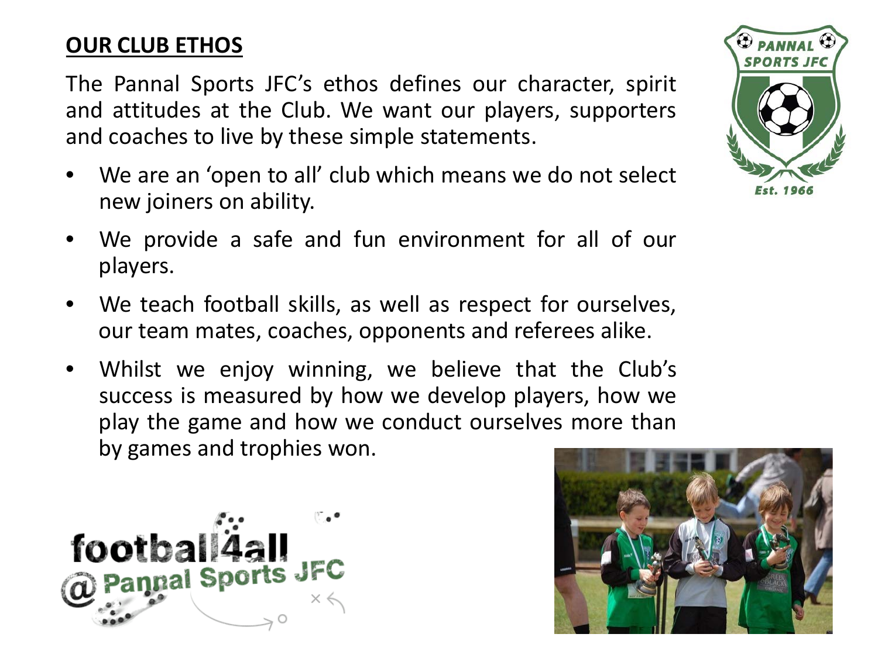## OUR CLUB ETHOS

The Pannal Sports JFC's ethos defines our character, spirit and attitudes at the Club. We want our players, supporters and coaches to live by these simple statements.

- We are an 'open to all' club which means we do not select new joiners on ability.
- We provide a safe and fun environment for all of our players.
- We teach football skills, as well as respect for ourselves, our team mates, coaches, opponents and referees alike.
- Whilst we enjoy winning, we believe that the Club's success is measured by how we develop players, how we play the game and how we conduct ourselves more than by games and trophies won.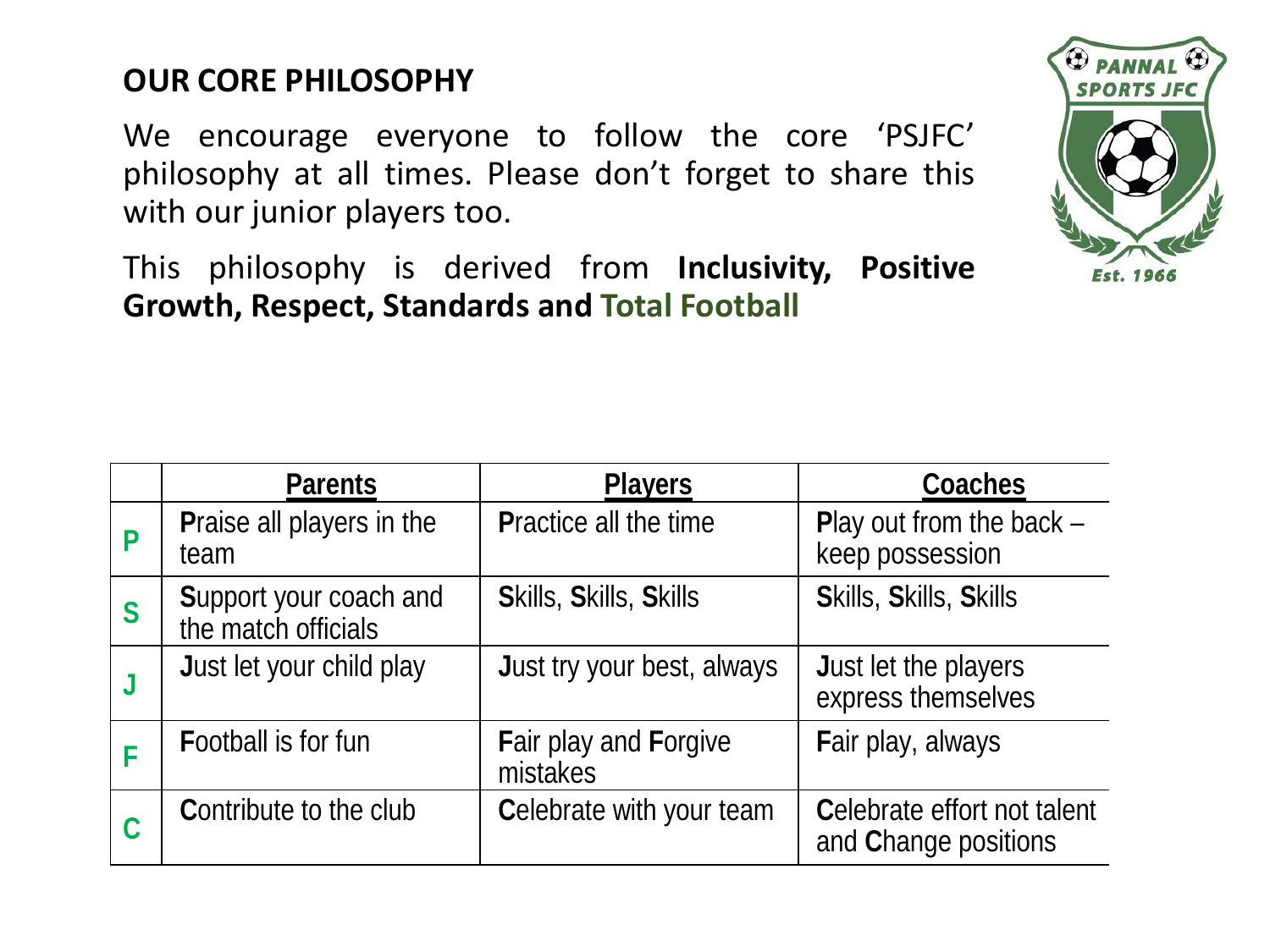## OUR CORE PHILOSOPHY

We encourage everyone to follow the core 'PSJFC' philosophy at all times. Please don't forget to share this with our junior players too.

This philosophy is derived from **Inclusivity, Positive Growth, Respect, Standards and Total Football**

| | Parents | Players | Coaches |
|---|---|---|---|
| **P** | **P**raise all players in the team | **P**ractice all the time | **P**lay out from the back – keep possession |
| **S** | **S**upport your coach and the match officials | **S**kills, **S**kills, **S**kills | **S**kills, **S**kills, **S**kills |
| **J** | **J**ust let your child play | **J**ust try your best, always | **J**ust let the players express themselves |
| **F** | **F**ootball is for fun | **F**air play and **F**orgive mistakes | **F**air play, always |
| **C** | **C**ontribute to the club | **C**elebrate with your team | **C**elebrate effort not talent and **C**hange positions |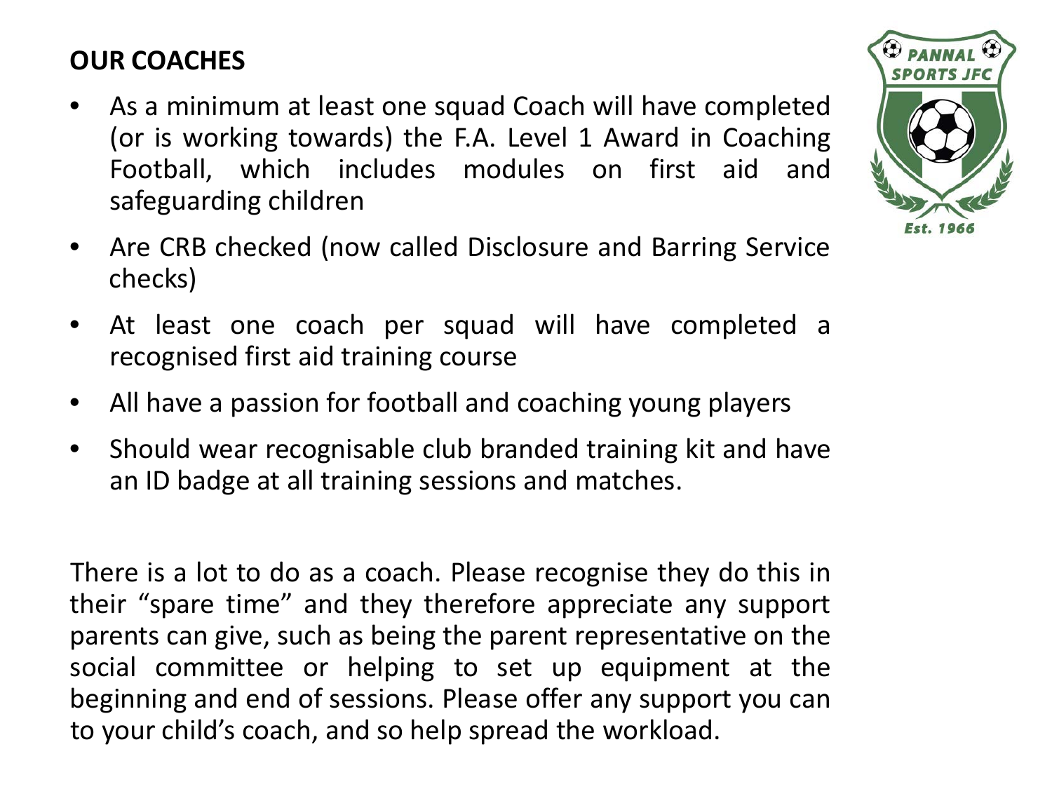## OUR COACHES

- As a minimum at least one squad Coach will have completed (or is working towards) the F.A. Level 1 Award in Coaching Football, which includes modules on first aid and safeguarding children
- Are CRB checked (now called Disclosure and Barring Service checks)
- At least one coach per squad will have completed a recognised first aid training course
- All have a passion for football and coaching young players
- Should wear recognisable club branded training kit and have an ID badge at all training sessions and matches.

There is a lot to do as a coach. Please recognise they do this in their "spare time" and they therefore appreciate any support parents can give, such as being the parent representative on the social committee or helping to set up equipment at the beginning and end of sessions. Please offer any support you can to your child's coach, and so help spread the workload.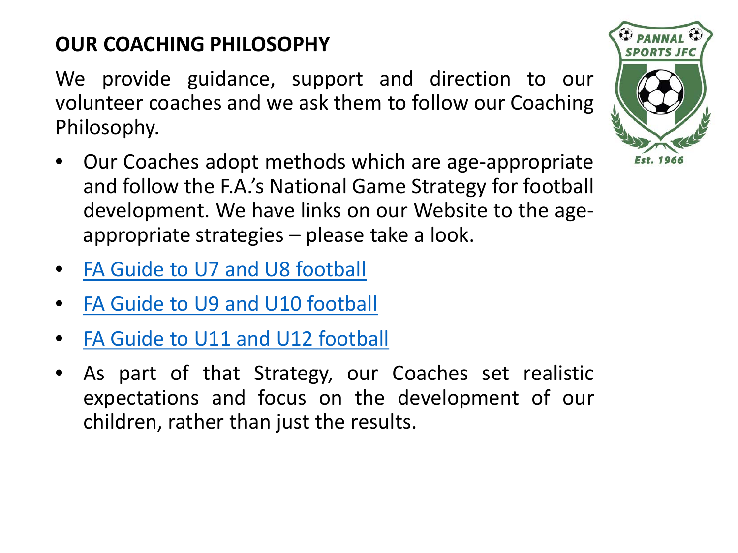## OUR COACHING PHILOSOPHY

We provide guidance, support and direction to our volunteer coaches and we ask them to follow our Coaching Philosophy.

- Our Coaches adopt methods which are age-appropriate and follow the F.A.'s National Game Strategy for football development. We have links on our Website to the age-appropriate strategies – please take a look.
- FA Guide to U7 and U8 football
- FA Guide to U9 and U10 football
- FA Guide to U11 and U12 football
- As part of that Strategy, our Coaches set realistic expectations and focus on the development of our children, rather than just the results.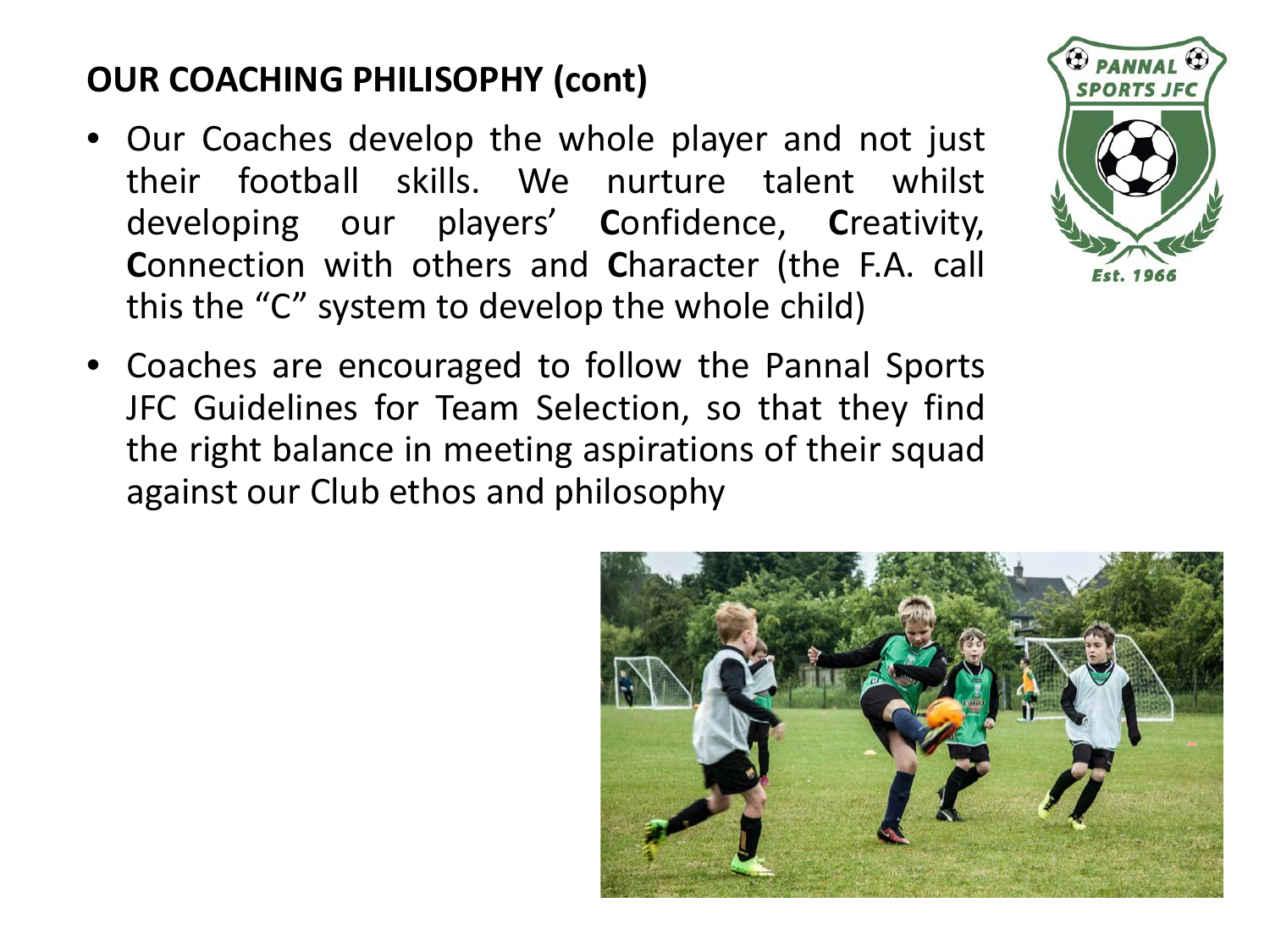## OUR COACHING PHILISOPHY (cont)

- Our Coaches develop the whole player and not just their football skills. We nurture talent whilst developing our players' **C**onfidence, **C**reativity, **C**onnection with others and **C**haracter (the F.A. call this the "C" system to develop the whole child)
- Coaches are encouraged to follow the Pannal Sports JFC Guidelines for Team Selection, so that they find the right balance in meeting aspirations of their squad against our Club ethos and philosophy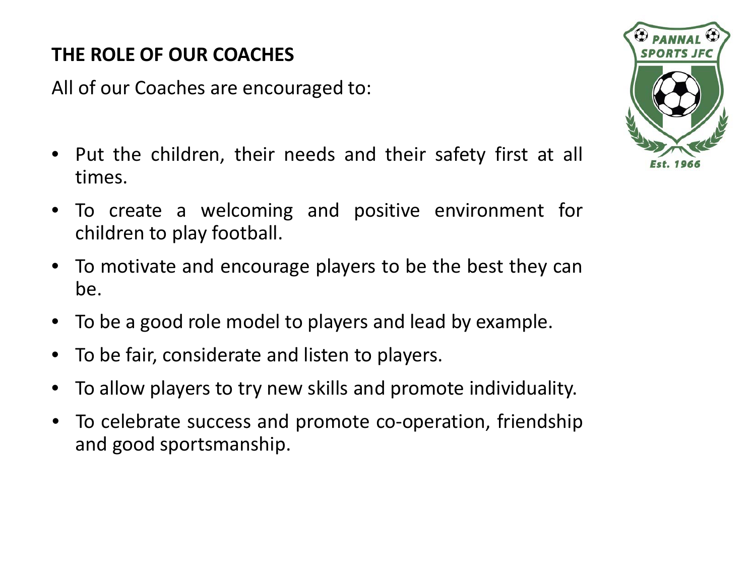## THE ROLE OF OUR COACHES

All of our Coaches are encouraged to:

- Put the children, their needs and their safety first at all times.
- To create a welcoming and positive environment for children to play football.
- To motivate and encourage players to be the best they can be.
- To be a good role model to players and lead by example.
- To be fair, considerate and listen to players.
- To allow players to try new skills and promote individuality.
- To celebrate success and promote co-operation, friendship and good sportsmanship.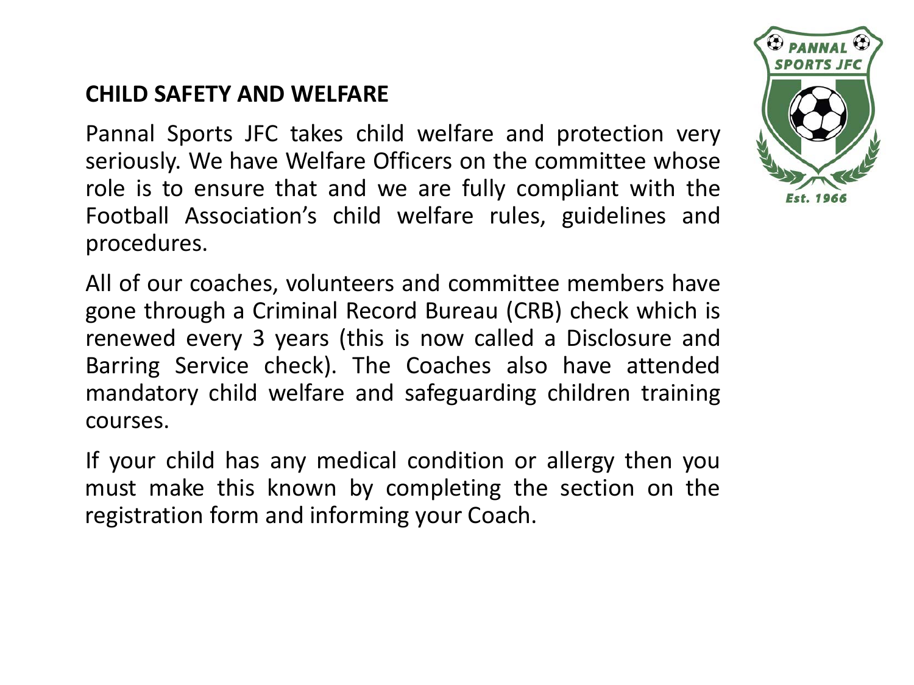## CHILD SAFETY AND WELFARE

Pannal Sports JFC takes child welfare and protection very seriously. We have Welfare Officers on the committee whose role is to ensure that and we are fully compliant with the Football Association's child welfare rules, guidelines and procedures.

All of our coaches, volunteers and committee members have gone through a Criminal Record Bureau (CRB) check which is renewed every 3 years (this is now called a Disclosure and Barring Service check). The Coaches also have attended mandatory child welfare and safeguarding children training courses.

If your child has any medical condition or allergy then you must make this known by completing the section on the registration form and informing your Coach.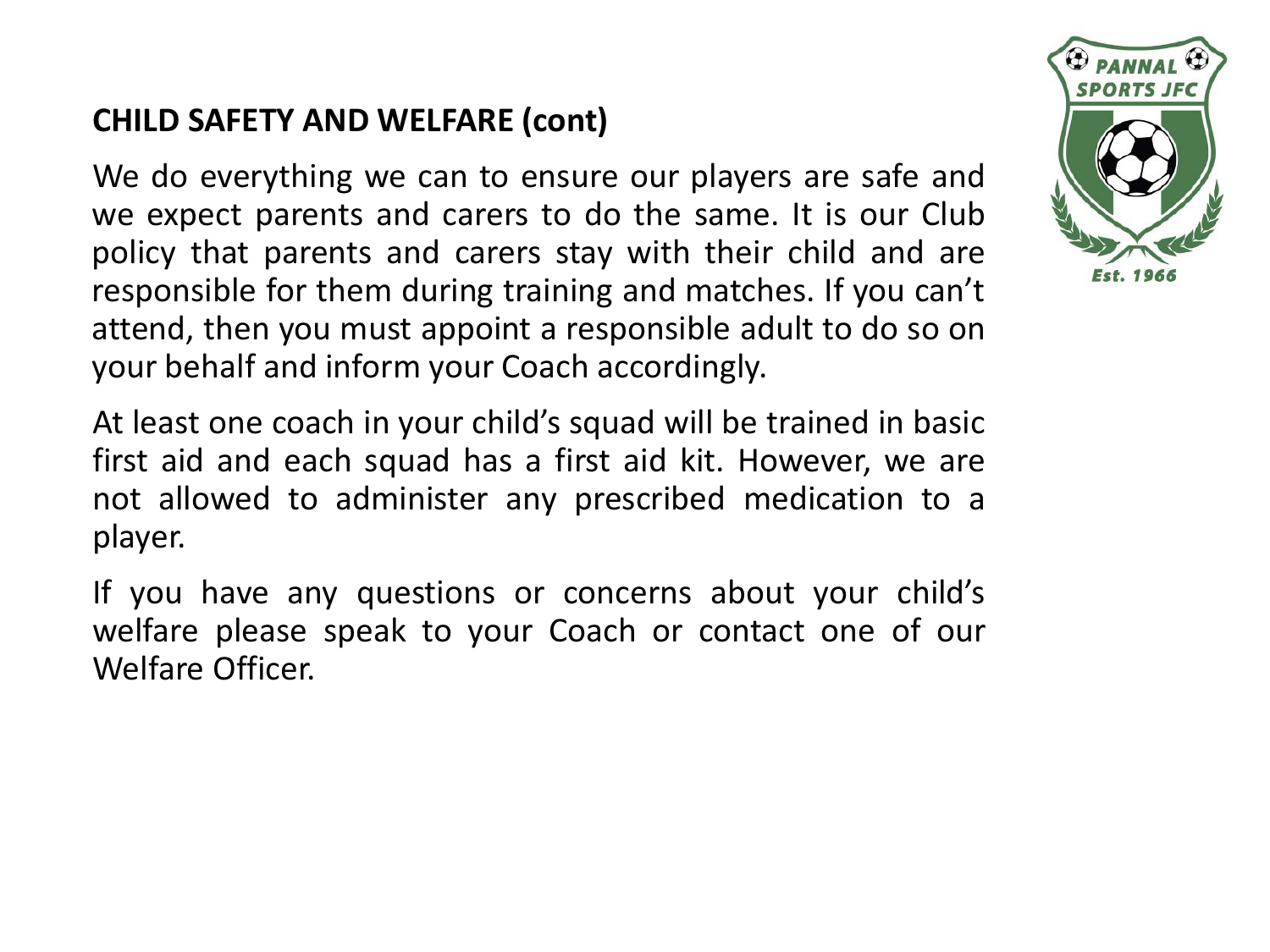## CHILD SAFETY AND WELFARE (cont)

We do everything we can to ensure our players are safe and we expect parents and carers to do the same. It is our Club policy that parents and carers stay with their child and are responsible for them during training and matches. If you can't attend, then you must appoint a responsible adult to do so on your behalf and inform your Coach accordingly.

At least one coach in your child's squad will be trained in basic first aid and each squad has a first aid kit. However, we are not allowed to administer any prescribed medication to a player.

If you have any questions or concerns about your child's welfare please speak to your Coach or contact one of our Welfare Officer.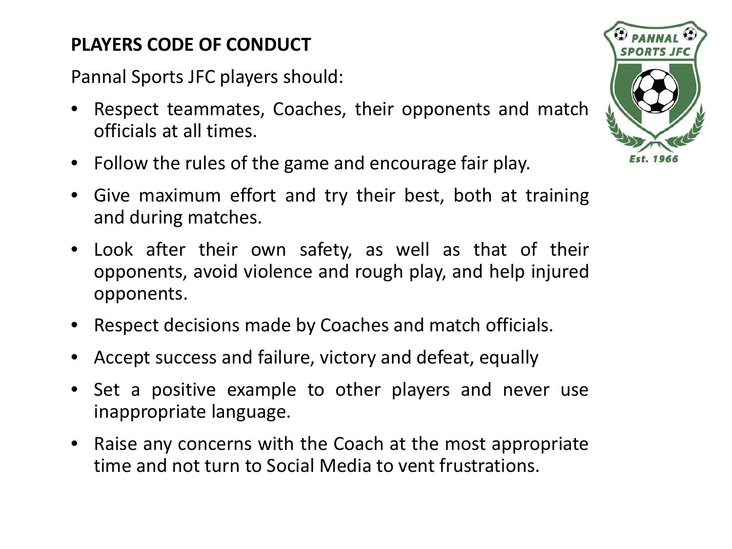## PLAYERS CODE OF CONDUCT

Pannal Sports JFC players should:

- Respect teammates, Coaches, their opponents and match officials at all times.
- Follow the rules of the game and encourage fair play.
- Give maximum effort and try their best, both at training and during matches.
- Look after their own safety, as well as that of their opponents, avoid violence and rough play, and help injured opponents.
- Respect decisions made by Coaches and match officials.
- Accept success and failure, victory and defeat, equally
- Set a positive example to other players and never use inappropriate language.
- Raise any concerns with the Coach at the most appropriate time and not turn to Social Media to vent frustrations.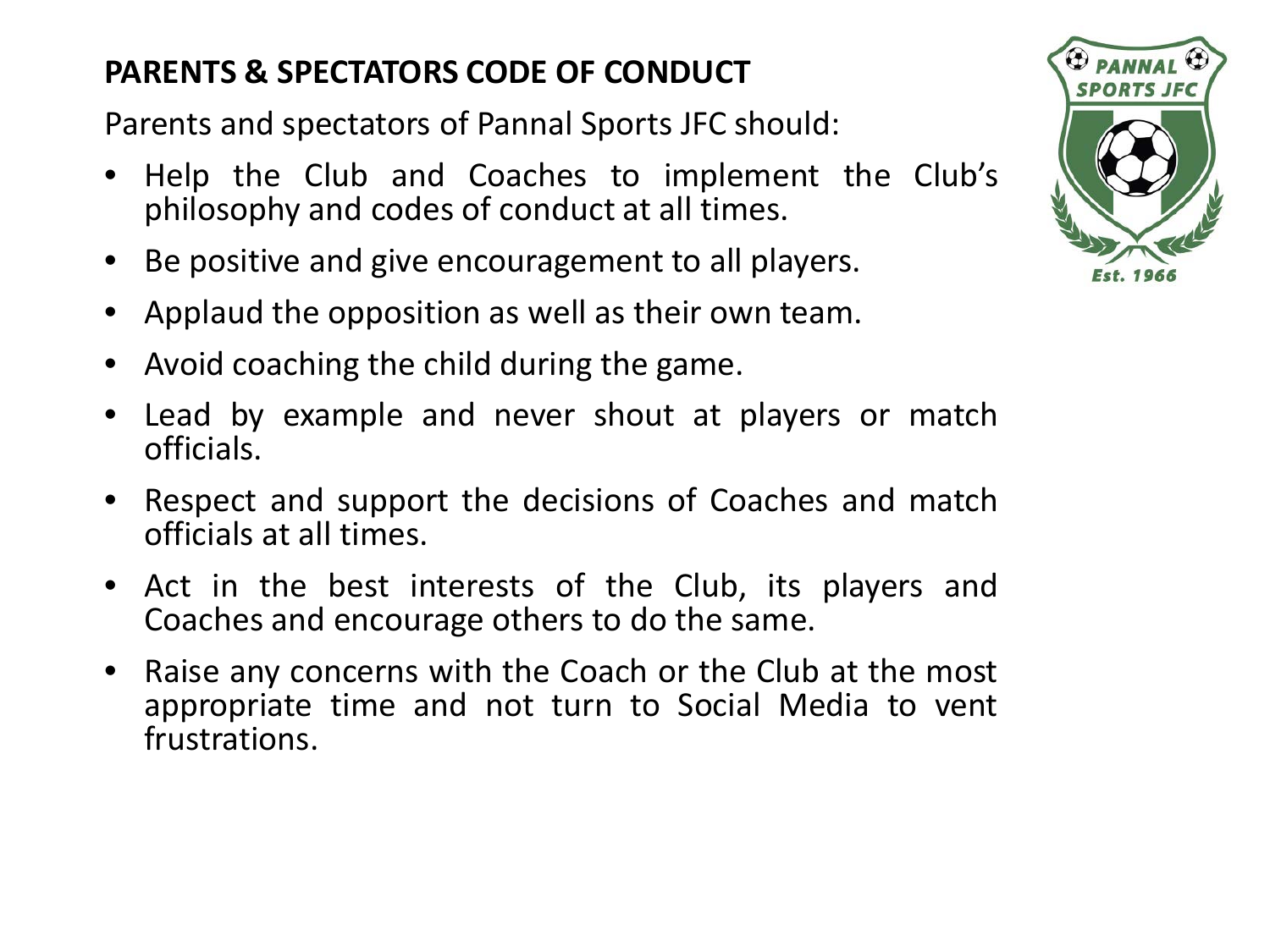## PARENTS & SPECTATORS CODE OF CONDUCT

Parents and spectators of Pannal Sports JFC should:

- Help the Club and Coaches to implement the Club's philosophy and codes of conduct at all times.
- Be positive and give encouragement to all players.
- Applaud the opposition as well as their own team.
- Avoid coaching the child during the game.
- Lead by example and never shout at players or match officials.
- Respect and support the decisions of Coaches and match officials at all times.
- Act in the best interests of the Club, its players and Coaches and encourage others to do the same.
- Raise any concerns with the Coach or the Club at the most appropriate time and not turn to Social Media to vent frustrations.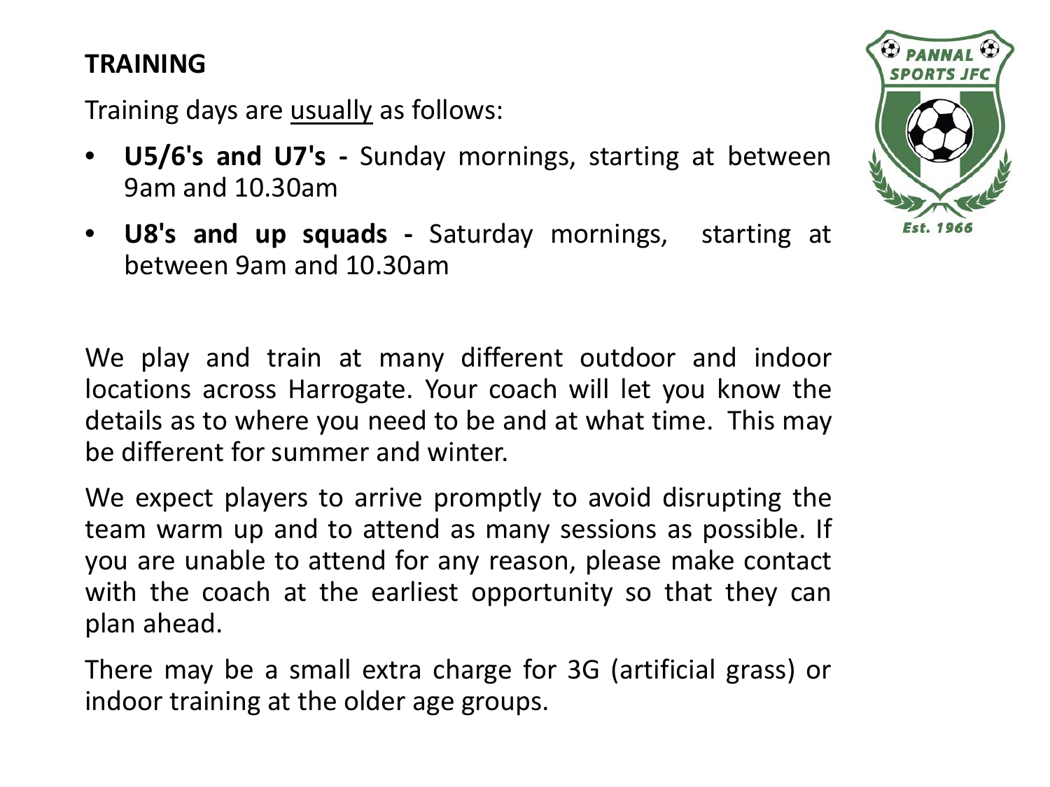## TRAINING

Training days are <u>usually</u> as follows:

- **U5/6's and U7's -** Sunday mornings, starting at between 9am and 10.30am
- **U8's and up squads -** Saturday mornings, starting at between 9am and 10.30am

We play and train at many different outdoor and indoor locations across Harrogate. Your coach will let you know the details as to where you need to be and at what time. This may be different for summer and winter.

We expect players to arrive promptly to avoid disrupting the team warm up and to attend as many sessions as possible. If you are unable to attend for any reason, please make contact with the coach at the earliest opportunity so that they can plan ahead.

There may be a small extra charge for 3G (artificial grass) or indoor training at the older age groups.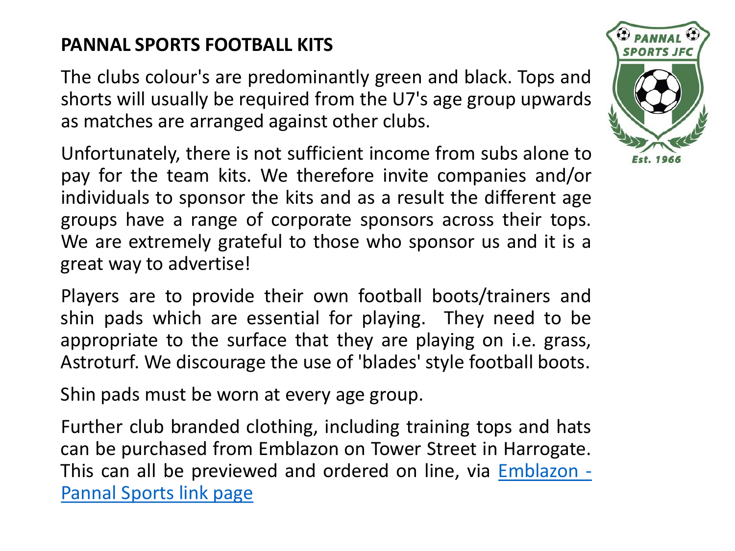# PANNAL SPORTS FOOTBALL KITS

The clubs colour's are predominantly green and black. Tops and shorts will usually be required from the U7's age group upwards as matches are arranged against other clubs.

Unfortunately, there is not sufficient income from subs alone to pay for the team kits. We therefore invite companies and/or individuals to sponsor the kits and as a result the different age groups have a range of corporate sponsors across their tops. We are extremely grateful to those who sponsor us and it is a great way to advertise!

Players are to provide their own football boots/trainers and shin pads which are essential for playing. They need to be appropriate to the surface that they are playing on i.e. grass, Astroturf. We discourage the use of 'blades' style football boots.

Shin pads must be worn at every age group.

Further club branded clothing, including training tops and hats can be purchased from Emblazon on Tower Street in Harrogate. This can all be previewed and ordered on line, via Emblazon - Pannal Sports link page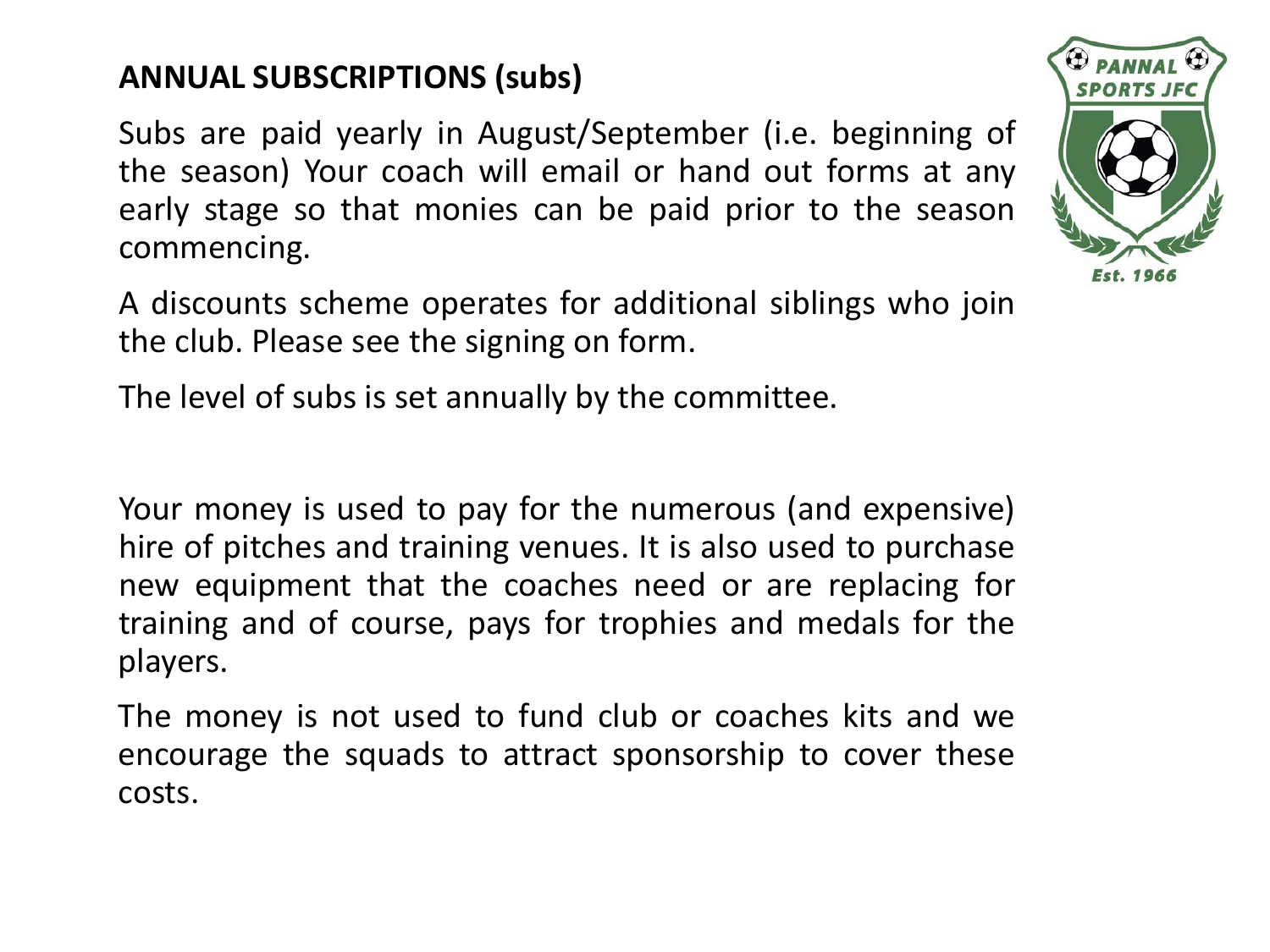## ANNUAL SUBSCRIPTIONS (subs)

Subs are paid yearly in August/September (i.e. beginning of the season) Your coach will email or hand out forms at any early stage so that monies can be paid prior to the season commencing.

A discounts scheme operates for additional siblings who join the club. Please see the signing on form.

The level of subs is set annually by the committee.

Your money is used to pay for the numerous (and expensive) hire of pitches and training venues. It is also used to purchase new equipment that the coaches need or are replacing for training and of course, pays for trophies and medals for the players.

The money is not used to fund club or coaches kits and we encourage the squads to attract sponsorship to cover these costs.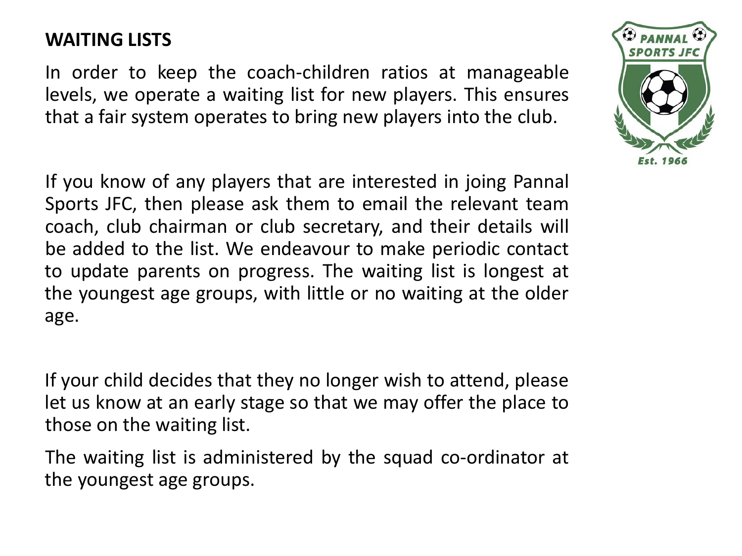## WAITING LISTS

In order to keep the coach-children ratios at manageable levels, we operate a waiting list for new players. This ensures that a fair system operates to bring new players into the club.

If you know of any players that are interested in joing Pannal Sports JFC, then please ask them to email the relevant team coach, club chairman or club secretary, and their details will be added to the list. We endeavour to make periodic contact to update parents on progress. The waiting list is longest at the youngest age groups, with little or no waiting at the older age.

If your child decides that they no longer wish to attend, please let us know at an early stage so that we may offer the place to those on the waiting list.

The waiting list is administered by the squad co-ordinator at the youngest age groups.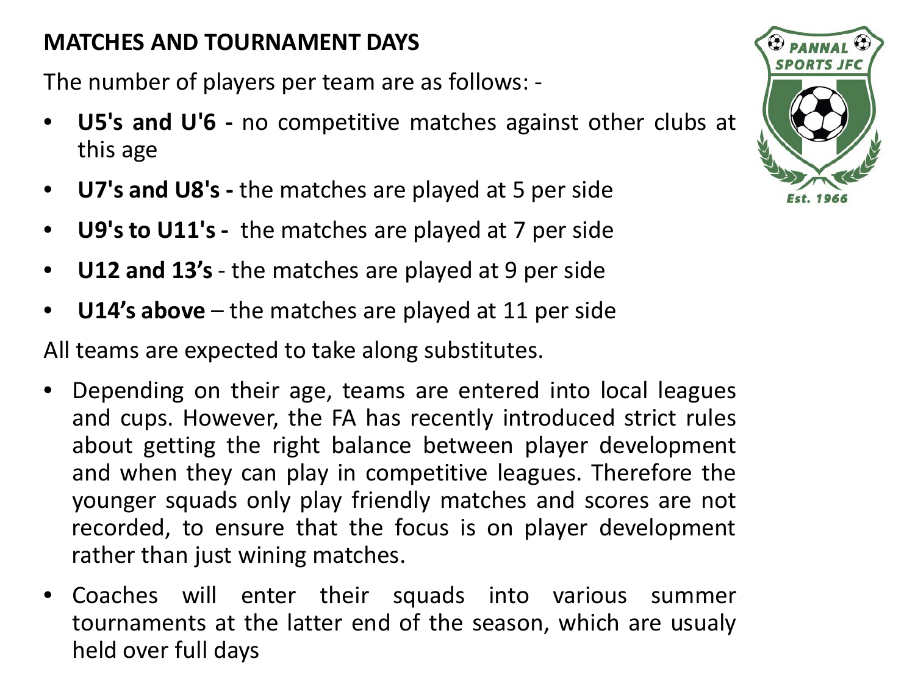## MATCHES AND TOURNAMENT DAYS

The number of players per team are as follows: -

- **U5's and U'6 -** no competitive matches against other clubs at this age
- **U7's and U8's -** the matches are played at 5 per side
- **U9's to U11's -** the matches are played at 7 per side
- **U12 and 13's** - the matches are played at 9 per side
- **U14's above** – the matches are played at 11 per side

All teams are expected to take along substitutes.

- Depending on their age, teams are entered into local leagues and cups. However, the FA has recently introduced strict rules about getting the right balance between player development and when they can play in competitive leagues. Therefore the younger squads only play friendly matches and scores are not recorded, to ensure that the focus is on player development rather than just wining matches.
- Coaches will enter their squads into various summer tournaments at the latter end of the season, which are usualy held over full days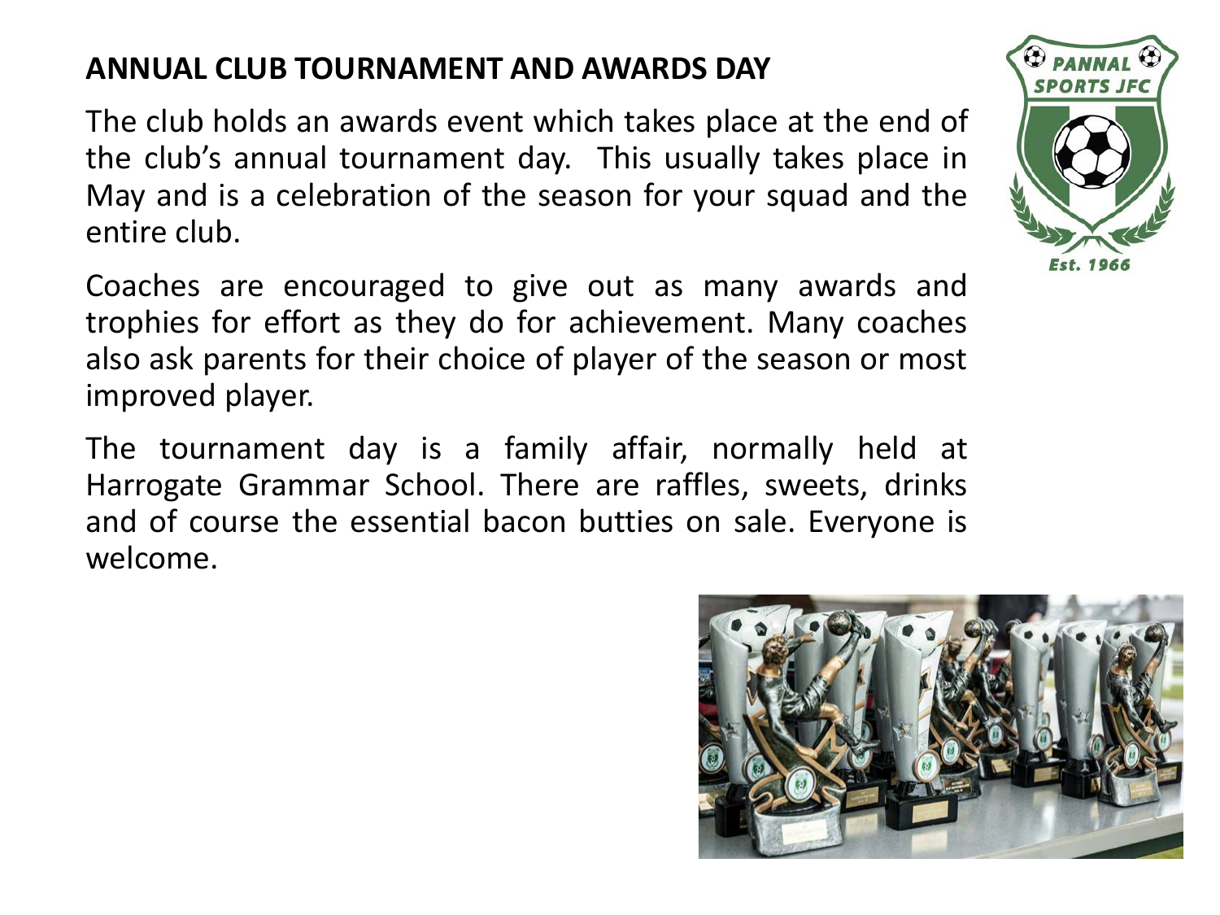## ANNUAL CLUB TOURNAMENT AND AWARDS DAY

The club holds an awards event which takes place at the end of the club's annual tournament day. This usually takes place in May and is a celebration of the season for your squad and the entire club.

Coaches are encouraged to give out as many awards and trophies for effort as they do for achievement. Many coaches also ask parents for their choice of player of the season or most improved player.

The tournament day is a family affair, normally held at Harrogate Grammar School. There are raffles, sweets, drinks and of course the essential bacon butties on sale. Everyone is welcome.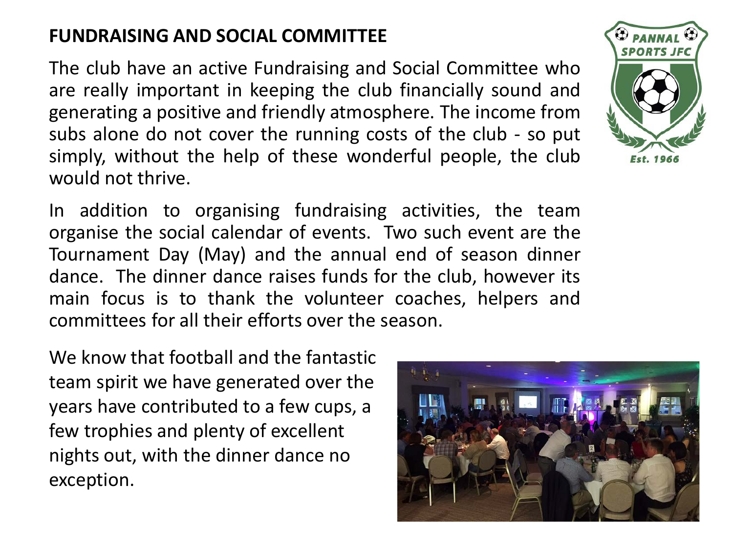## FUNDRAISING AND SOCIAL COMMITTEE

The club have an active Fundraising and Social Committee who are really important in keeping the club financially sound and generating a positive and friendly atmosphere. The income from subs alone do not cover the running costs of the club - so put simply, without the help of these wonderful people, the club would not thrive.

In addition to organising fundraising activities, the team organise the social calendar of events. Two such event are the Tournament Day (May) and the annual end of season dinner dance. The dinner dance raises funds for the club, however its main focus is to thank the volunteer coaches, helpers and committees for all their efforts over the season.

We know that football and the fantastic team spirit we have generated over the years have contributed to a few cups, a few trophies and plenty of excellent nights out, with the dinner dance no exception.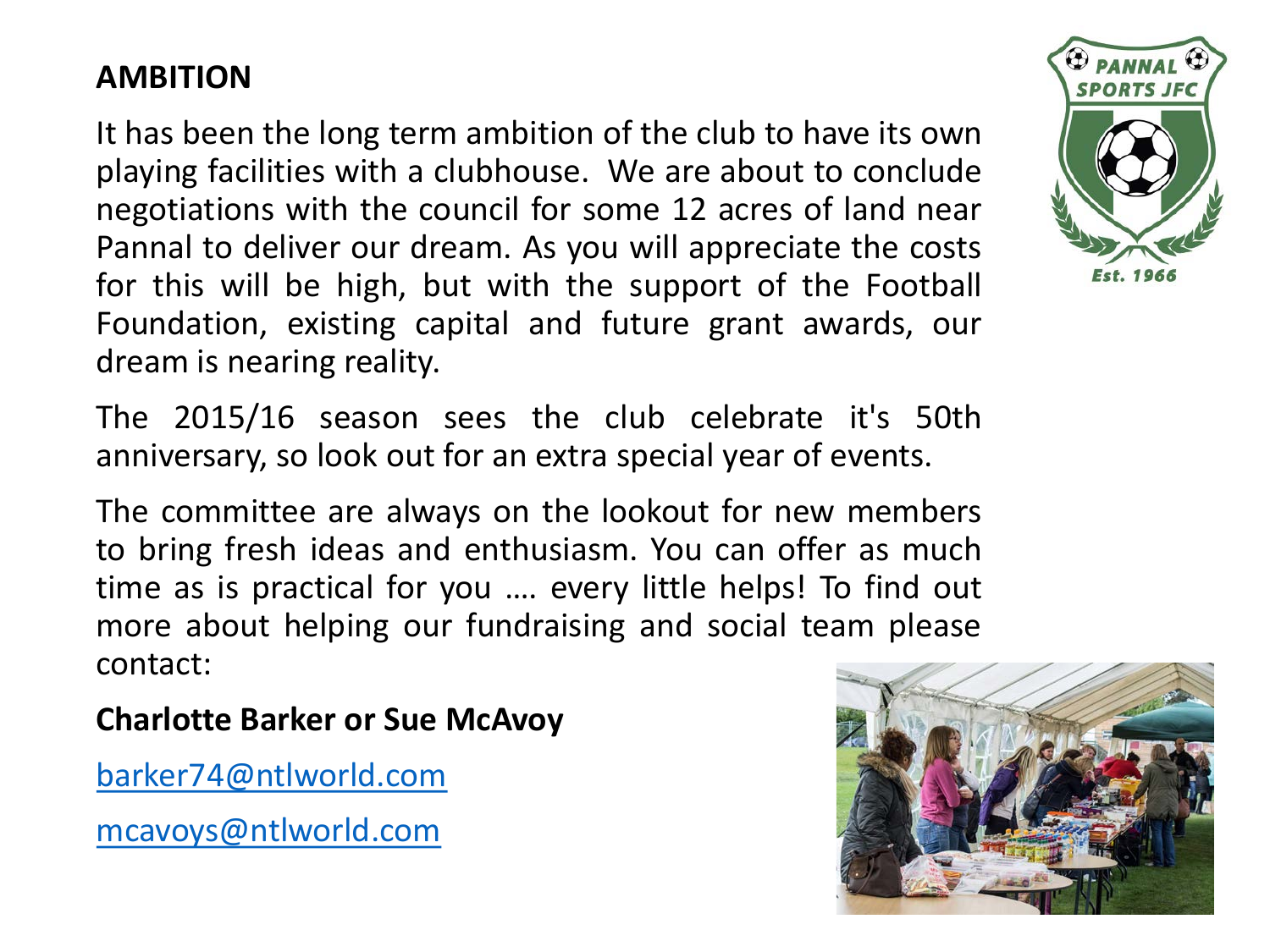## AMBITION

It has been the long term ambition of the club to have its own playing facilities with a clubhouse. We are about to conclude negotiations with the council for some 12 acres of land near Pannal to deliver our dream. As you will appreciate the costs for this will be high, but with the support of the Football Foundation, existing capital and future grant awards, our dream is nearing reality.

The 2015/16 season sees the club celebrate it's 50th anniversary, so look out for an extra special year of events.

The committee are always on the lookout for new members to bring fresh ideas and enthusiasm. You can offer as much time as is practical for you …. every little helps! To find out more about helping our fundraising and social team please contact:

**Charlotte Barker or Sue McAvoy**

barker74@ntlworld.com

mcavoys@ntlworld.com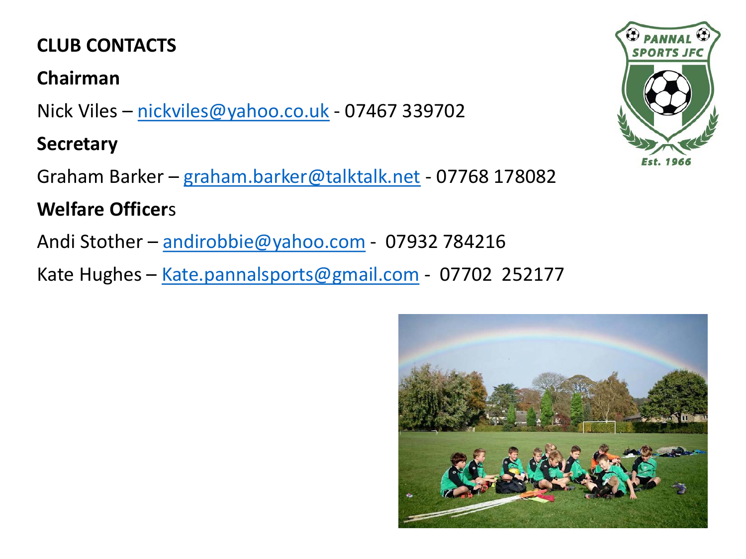## CLUB CONTACTS

**Chairman**

Nick Viles – nickviles@yahoo.co.uk - 07467 339702

**Secretary**

Graham Barker – graham.barker@talktalk.net - 07768 178082

**Welfare Officers**

Andi Stother – andirobbie@yahoo.com - 07932 784216

Kate Hughes – Kate.pannalsports@gmail.com - 07702 252177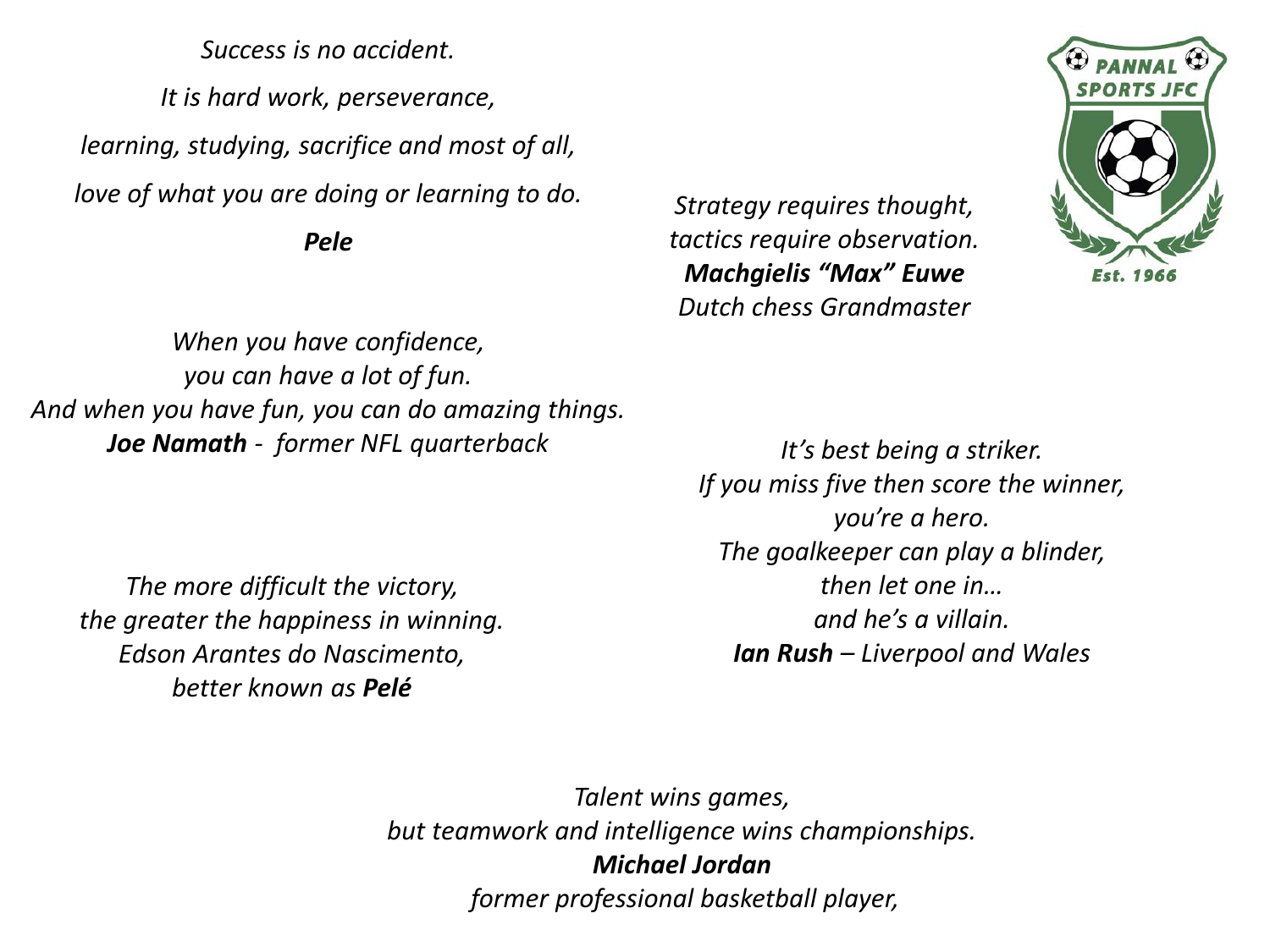*Success is no accident.*

*It is hard work, perseverance,*

*learning, studying, sacrifice and most of all,*

*love of what you are doing or learning to do.*

***Pele***

*Strategy requires thought,*
*tactics require observation.*
***Machgielis "Max" Euwe***
*Dutch chess Grandmaster*

PANNAL SPORTS JFC
Est. 1966

*When you have confidence,*
*you can have a lot of fun.*
*And when you have fun, you can do amazing things.*
***Joe Namath*** *- former NFL quarterback*

*It's best being a striker.*
*If you miss five then score the winner,*
*you're a hero.*
*The goalkeeper can play a blinder,*
*then let one in…*
*and he's a villain.*
***Ian Rush*** *– Liverpool and Wales*

*The more difficult the victory,*
*the greater the happiness in winning.*
*Edson Arantes do Nascimento,*
*better known as* ***Pelé***

*Talent wins games,*
*but teamwork and intelligence wins championships.*
***Michael Jordan***
*former professional basketball player,*